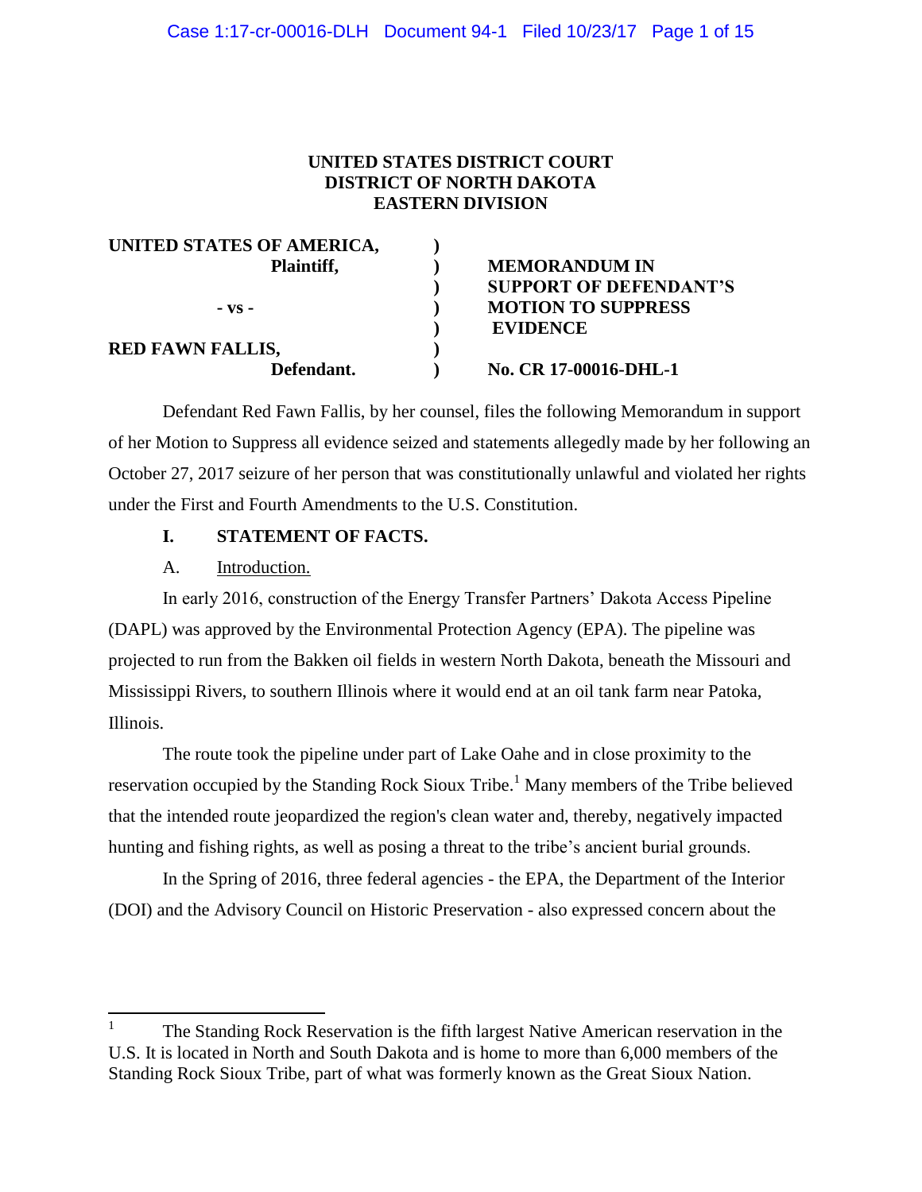**UNITED STATES DISTRICT COURT**
**DISTRICT OF NORTH DAKOTA**
**EASTERN DIVISION**

| | | |
|---|---|---|
| **UNITED STATES OF AMERICA,** | ) | |
| **Plaintiff,** | ) | **MEMORANDUM IN** |
| | ) | **SUPPORT OF DEFENDANT'S** |
| **- vs -** | ) | **MOTION TO SUPPRESS** |
| | ) | **EVIDENCE** |
| **RED FAWN FALLIS,** | ) | |
| **Defendant.** | ) | **No. CR 17-00016-DHL-1** |

Defendant Red Fawn Fallis, by her counsel, files the following Memorandum in support of her Motion to Suppress all evidence seized and statements allegedly made by her following an October 27, 2017 seizure of her person that was constitutionally unlawful and violated her rights under the First and Fourth Amendments to the U.S. Constitution.

## I. STATEMENT OF FACTS.

### A. Introduction.

In early 2016, construction of the Energy Transfer Partners' Dakota Access Pipeline (DAPL) was approved by the Environmental Protection Agency (EPA). The pipeline was projected to run from the Bakken oil fields in western North Dakota, beneath the Missouri and Mississippi Rivers, to southern Illinois where it would end at an oil tank farm near Patoka, Illinois.

The route took the pipeline under part of Lake Oahe and in close proximity to the reservation occupied by the Standing Rock Sioux Tribe.[1] Many members of the Tribe believed that the intended route jeopardized the region's clean water and, thereby, negatively impacted hunting and fishing rights, as well as posing a threat to the tribe's ancient burial grounds.

In the Spring of 2016, three federal agencies - the EPA, the Department of the Interior (DOI) and the Advisory Council on Historic Preservation - also expressed concern about the

---

[1] The Standing Rock Reservation is the fifth largest Native American reservation in the U.S. It is located in North and South Dakota and is home to more than 6,000 members of the Standing Rock Sioux Tribe, part of what was formerly known as the Great Sioux Nation.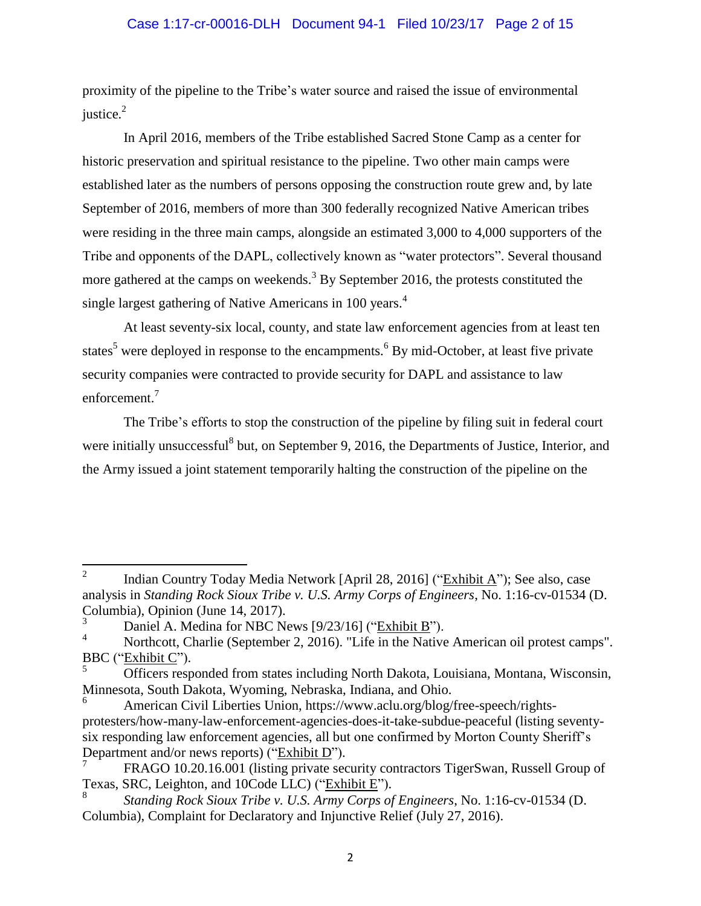proximity of the pipeline to the Tribe's water source and raised the issue of environmental justice.[2]

In April 2016, members of the Tribe established Sacred Stone Camp as a center for historic preservation and spiritual resistance to the pipeline. Two other main camps were established later as the numbers of persons opposing the construction route grew and, by late September of 2016, members of more than 300 federally recognized Native American tribes were residing in the three main camps, alongside an estimated 3,000 to 4,000 supporters of the Tribe and opponents of the DAPL, collectively known as "water protectors". Several thousand more gathered at the camps on weekends.[3] By September 2016, the protests constituted the single largest gathering of Native Americans in 100 years.[4]

At least seventy-six local, county, and state law enforcement agencies from at least ten states[5] were deployed in response to the encampments.[6] By mid-October, at least five private security companies were contracted to provide security for DAPL and assistance to law enforcement.[7]

The Tribe's efforts to stop the construction of the pipeline by filing suit in federal court were initially unsuccessful[8] but, on September 9, 2016, the Departments of Justice, Interior, and the Army issued a joint statement temporarily halting the construction of the pipeline on the

---

[2] Indian Country Today Media Network [April 28, 2016] ("Exhibit A"); See also, case analysis in *Standing Rock Sioux Tribe v. U.S. Army Corps of Engineers*, No. 1:16-cv-01534 (D. Columbia), Opinion (June 14, 2017).

[3] Daniel A. Medina for NBC News [9/23/16] ("Exhibit B").

[4] Northcott, Charlie (September 2, 2016). "Life in the Native American oil protest camps". BBC ("Exhibit C").

[5] Officers responded from states including North Dakota, Louisiana, Montana, Wisconsin, Minnesota, South Dakota, Wyoming, Nebraska, Indiana, and Ohio.

[6] American Civil Liberties Union, https://www.aclu.org/blog/free-speech/rights-protesters/how-many-law-enforcement-agencies-does-it-take-subdue-peaceful (listing seventy-six responding law enforcement agencies, all but one confirmed by Morton County Sheriff's Department and/or news reports) ("Exhibit D").

[7] FRAGO 10.20.16.001 (listing private security contractors TigerSwan, Russell Group of Texas, SRC, Leighton, and 10Code LLC) ("Exhibit E").

[8] *Standing Rock Sioux Tribe v. U.S. Army Corps of Engineers*, No. 1:16-cv-01534 (D. Columbia), Complaint for Declaratory and Injunctive Relief (July 27, 2016).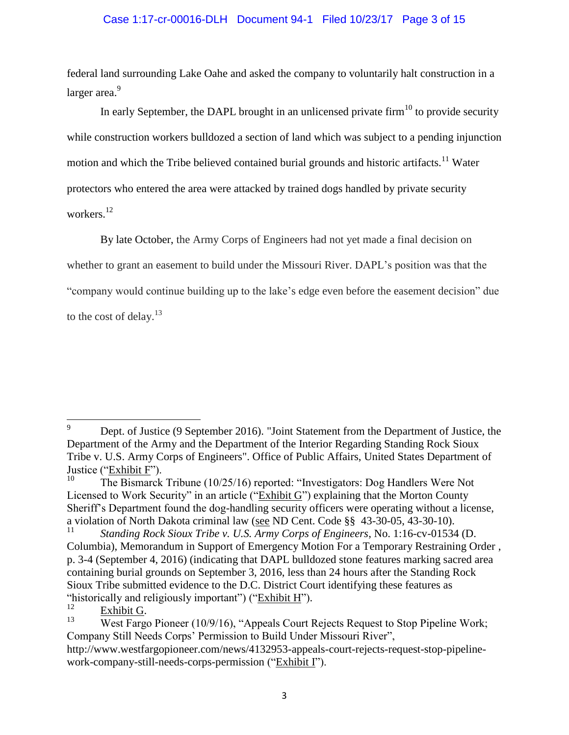federal land surrounding Lake Oahe and asked the company to voluntarily halt construction in a larger area.[9]

In early September, the DAPL brought in an unlicensed private firm[10] to provide security while construction workers bulldozed a section of land which was subject to a pending injunction motion and which the Tribe believed contained burial grounds and historic artifacts.[11] Water protectors who entered the area were attacked by trained dogs handled by private security workers.[12]

By late October, the Army Corps of Engineers had not yet made a final decision on whether to grant an easement to build under the Missouri River. DAPL's position was that the "company would continue building up to the lake's edge even before the easement decision" due to the cost of delay.[13]

---

[9] Dept. of Justice (9 September 2016). "Joint Statement from the Department of Justice, the Department of the Army and the Department of the Interior Regarding Standing Rock Sioux Tribe v. U.S. Army Corps of Engineers". Office of Public Affairs, United States Department of Justice ("Exhibit F").

[10] The Bismarck Tribune (10/25/16) reported: "Investigators: Dog Handlers Were Not Licensed to Work Security" in an article ("Exhibit G") explaining that the Morton County Sheriff's Department found the dog-handling security officers were operating without a license, a violation of North Dakota criminal law (see ND Cent. Code §§ 43-30-05, 43-30-10).

[11] *Standing Rock Sioux Tribe v. U.S. Army Corps of Engineers*, No. 1:16-cv-01534 (D. Columbia), Memorandum in Support of Emergency Motion For a Temporary Restraining Order , p. 3-4 (September 4, 2016) (indicating that DAPL bulldozed stone features marking sacred area containing burial grounds on September 3, 2016, less than 24 hours after the Standing Rock Sioux Tribe submitted evidence to the D.C. District Court identifying these features as "historically and religiously important") ("Exhibit H").

[12] Exhibit G.

[13] West Fargo Pioneer (10/9/16), "Appeals Court Rejects Request to Stop Pipeline Work; Company Still Needs Corps' Permission to Build Under Missouri River", http://www.westfargopioneer.com/news/4132953-appeals-court-rejects-request-stop-pipeline-work-company-still-needs-corps-permission ("Exhibit I").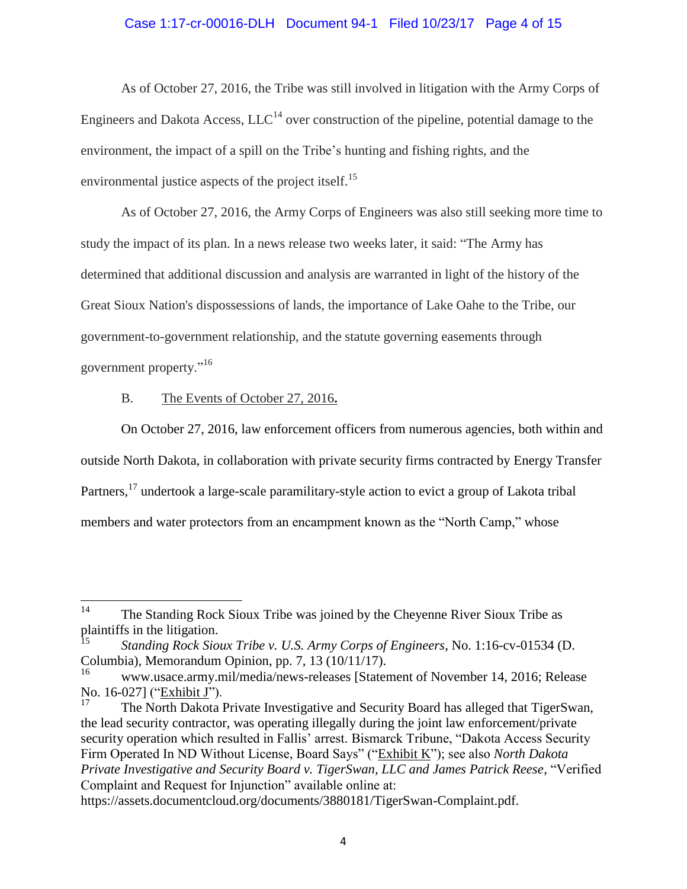As of October 27, 2016, the Tribe was still involved in litigation with the Army Corps of Engineers and Dakota Access, LLC[14] over construction of the pipeline, potential damage to the environment, the impact of a spill on the Tribe's hunting and fishing rights, and the environmental justice aspects of the project itself.[15]

As of October 27, 2016, the Army Corps of Engineers was also still seeking more time to study the impact of its plan. In a news release two weeks later, it said: "The Army has determined that additional discussion and analysis are warranted in light of the history of the Great Sioux Nation's dispossessions of lands, the importance of Lake Oahe to the Tribe, our government-to-government relationship, and the statute governing easements through government property."[16]

B. <u>The Events of October 27, 2016</u>**.**

On October 27, 2016, law enforcement officers from numerous agencies, both within and outside North Dakota, in collaboration with private security firms contracted by Energy Transfer Partners,[17] undertook a large-scale paramilitary-style action to evict a group of Lakota tribal members and water protectors from an encampment known as the "North Camp," whose

---

[14] The Standing Rock Sioux Tribe was joined by the Cheyenne River Sioux Tribe as plaintiffs in the litigation.

[15] *Standing Rock Sioux Tribe v. U.S. Army Corps of Engineers*, No. 1:16-cv-01534 (D. Columbia), Memorandum Opinion, pp. 7, 13 (10/11/17).

[16] www.usace.army.mil/media/news-releases [Statement of November 14, 2016; Release No. 16-027] ("<u>Exhibit J</u>").

[17] The North Dakota Private Investigative and Security Board has alleged that TigerSwan, the lead security contractor, was operating illegally during the joint law enforcement/private security operation which resulted in Fallis' arrest. Bismarck Tribune, "Dakota Access Security Firm Operated In ND Without License, Board Says" ("<u>Exhibit K</u>"); see also *North Dakota Private Investigative and Security Board v. TigerSwan, LLC and James Patrick Reese*, "Verified Complaint and Request for Injunction" available online at: https://assets.documentcloud.org/documents/3880181/TigerSwan-Complaint.pdf.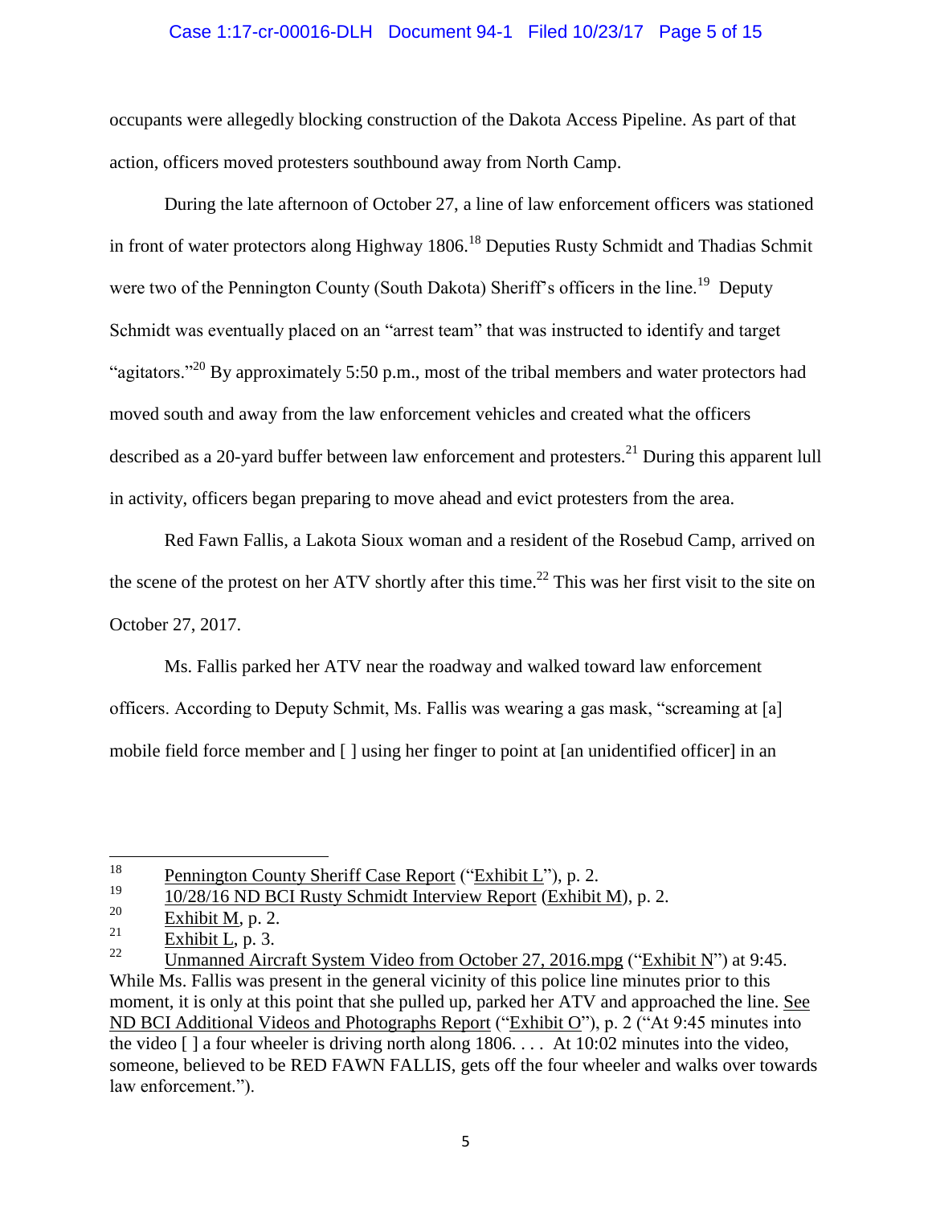occupants were allegedly blocking construction of the Dakota Access Pipeline. As part of that action, officers moved protesters southbound away from North Camp.

During the late afternoon of October 27, a line of law enforcement officers was stationed in front of water protectors along Highway 1806.[18] Deputies Rusty Schmidt and Thadias Schmit were two of the Pennington County (South Dakota) Sheriff's officers in the line.[19] Deputy Schmidt was eventually placed on an "arrest team" that was instructed to identify and target "agitators."[20] By approximately 5:50 p.m., most of the tribal members and water protectors had moved south and away from the law enforcement vehicles and created what the officers described as a 20-yard buffer between law enforcement and protesters.[21] During this apparent lull in activity, officers began preparing to move ahead and evict protesters from the area.

Red Fawn Fallis, a Lakota Sioux woman and a resident of the Rosebud Camp, arrived on the scene of the protest on her ATV shortly after this time.[22] This was her first visit to the site on October 27, 2017.

Ms. Fallis parked her ATV near the roadway and walked toward law enforcement officers. According to Deputy Schmit, Ms. Fallis was wearing a gas mask, "screaming at [a] mobile field force member and [ ] using her finger to point at [an unidentified officer] in an

---

[18] Pennington County Sheriff Case Report ("Exhibit L"), p. 2.

[19] 10/28/16 ND BCI Rusty Schmidt Interview Report (Exhibit M), p. 2.

[20] Exhibit M, p. 2.

[21] Exhibit L, p. 3.

[22] Unmanned Aircraft System Video from October 27, 2016.mpg ("Exhibit N") at 9:45. While Ms. Fallis was present in the general vicinity of this police line minutes prior to this moment, it is only at this point that she pulled up, parked her ATV and approached the line. See ND BCI Additional Videos and Photographs Report ("Exhibit O"), p. 2 ("At 9:45 minutes into the video [ ] a four wheeler is driving north along 1806. . . . At 10:02 minutes into the video, someone, believed to be RED FAWN FALLIS, gets off the four wheeler and walks over towards law enforcement.").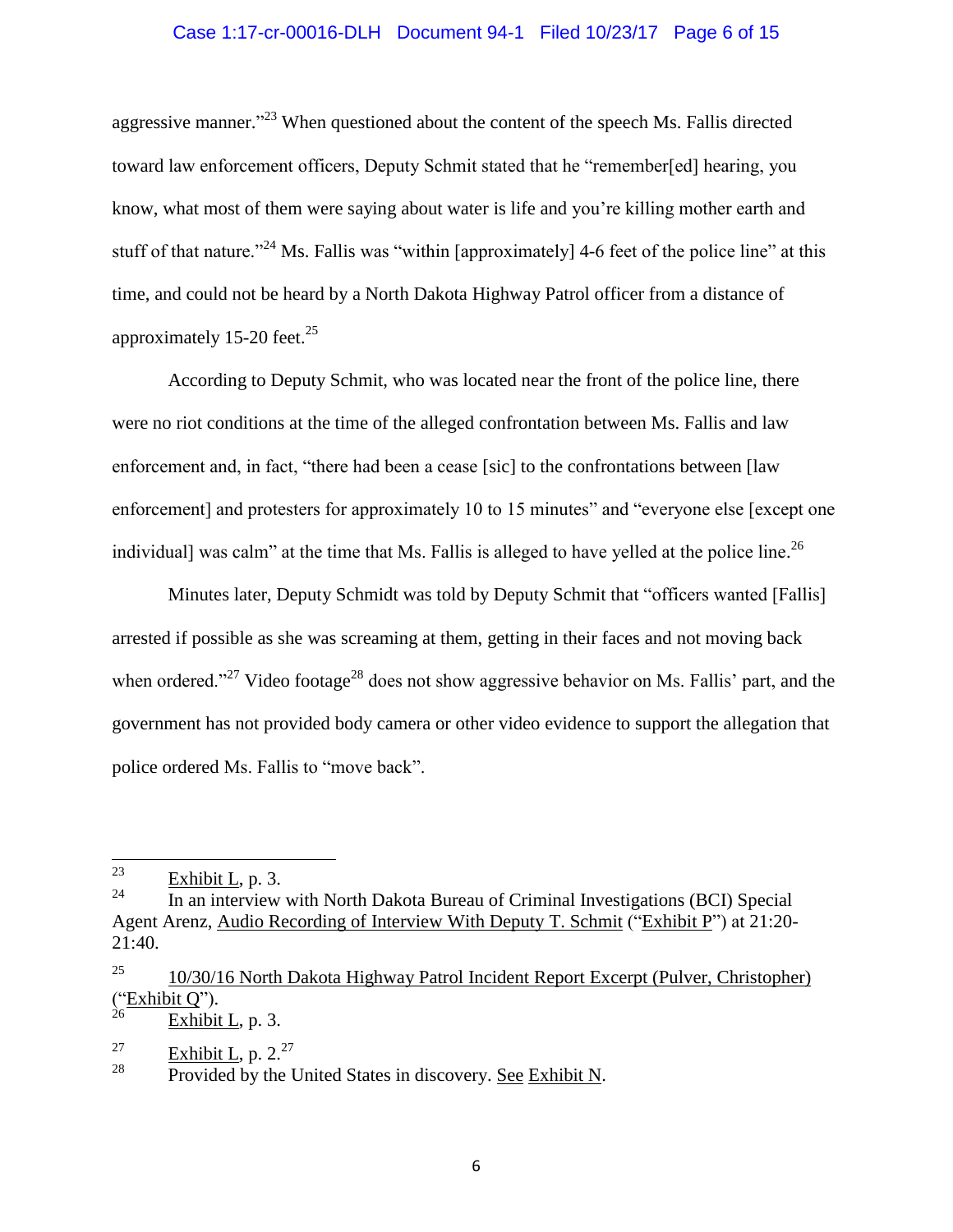aggressive manner."[23] When questioned about the content of the speech Ms. Fallis directed toward law enforcement officers, Deputy Schmit stated that he "remember[ed] hearing, you know, what most of them were saying about water is life and you're killing mother earth and stuff of that nature."[24] Ms. Fallis was "within [approximately] 4-6 feet of the police line" at this time, and could not be heard by a North Dakota Highway Patrol officer from a distance of approximately 15-20 feet.[25]

According to Deputy Schmit, who was located near the front of the police line, there were no riot conditions at the time of the alleged confrontation between Ms. Fallis and law enforcement and, in fact, "there had been a cease [sic] to the confrontations between [law enforcement] and protesters for approximately 10 to 15 minutes" and "everyone else [except one individual] was calm" at the time that Ms. Fallis is alleged to have yelled at the police line.[26]

Minutes later, Deputy Schmidt was told by Deputy Schmit that "officers wanted [Fallis] arrested if possible as she was screaming at them, getting in their faces and not moving back when ordered."[27] Video footage[28] does not show aggressive behavior on Ms. Fallis' part, and the government has not provided body camera or other video evidence to support the allegation that police ordered Ms. Fallis to "move back".

---

[23] Exhibit L, p. 3.

[24] In an interview with North Dakota Bureau of Criminal Investigations (BCI) Special Agent Arenz, Audio Recording of Interview With Deputy T. Schmit ("Exhibit P") at 21:20-21:40.

[25] 10/30/16 North Dakota Highway Patrol Incident Report Excerpt (Pulver, Christopher) ("Exhibit Q").

[26] Exhibit L, p. 3.

[27] Exhibit L, p. 2.[27]

[28] Provided by the United States in discovery. See Exhibit N.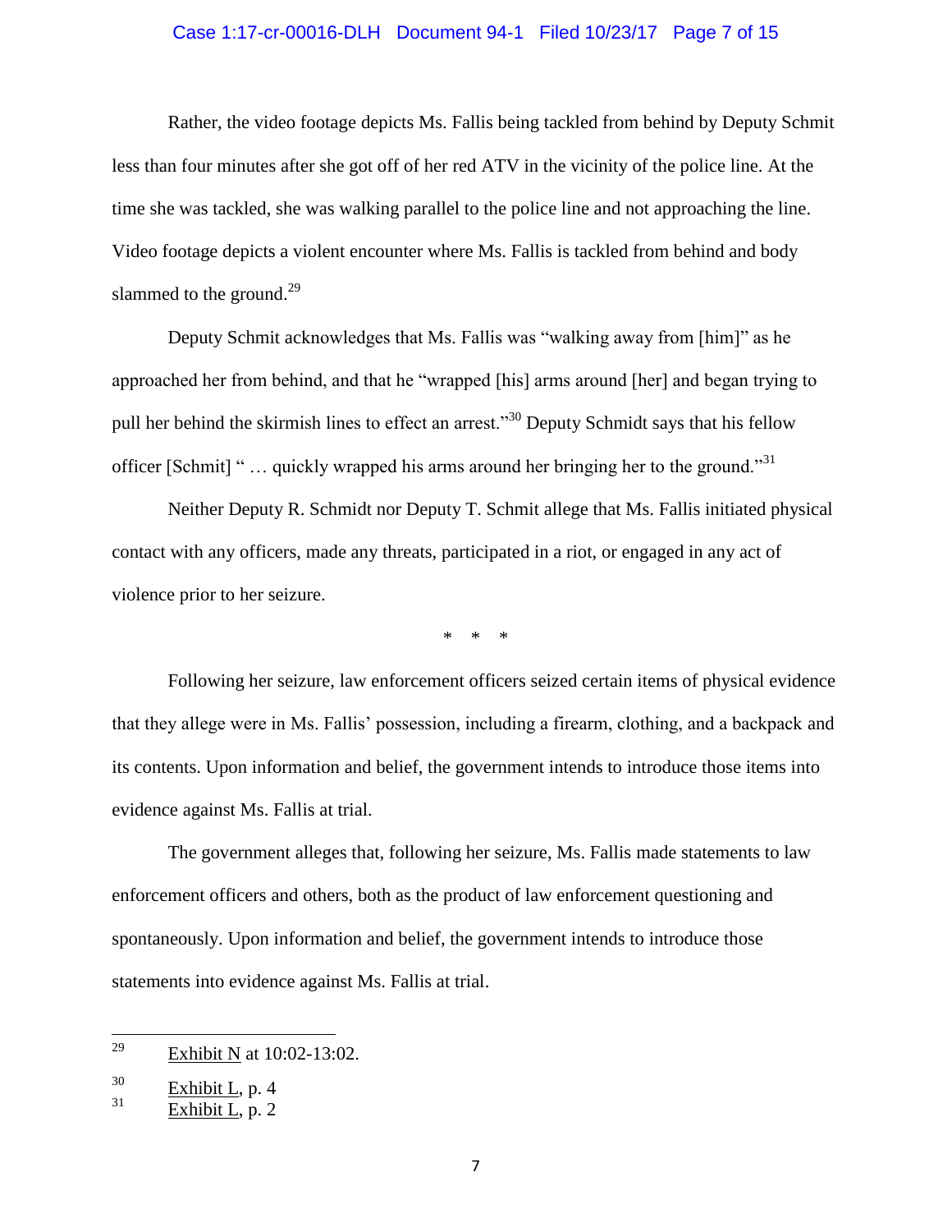Rather, the video footage depicts Ms. Fallis being tackled from behind by Deputy Schmit less than four minutes after she got off of her red ATV in the vicinity of the police line. At the time she was tackled, she was walking parallel to the police line and not approaching the line. Video footage depicts a violent encounter where Ms. Fallis is tackled from behind and body slammed to the ground.[29]

Deputy Schmit acknowledges that Ms. Fallis was "walking away from [him]" as he approached her from behind, and that he "wrapped [his] arms around [her] and began trying to pull her behind the skirmish lines to effect an arrest."[30] Deputy Schmidt says that his fellow officer [Schmit] " … quickly wrapped his arms around her bringing her to the ground."[31]

Neither Deputy R. Schmidt nor Deputy T. Schmit allege that Ms. Fallis initiated physical contact with any officers, made any threats, participated in a riot, or engaged in any act of violence prior to her seizure.

\* \* \*

Following her seizure, law enforcement officers seized certain items of physical evidence that they allege were in Ms. Fallis' possession, including a firearm, clothing, and a backpack and its contents. Upon information and belief, the government intends to introduce those items into evidence against Ms. Fallis at trial.

The government alleges that, following her seizure, Ms. Fallis made statements to law enforcement officers and others, both as the product of law enforcement questioning and spontaneously. Upon information and belief, the government intends to introduce those statements into evidence against Ms. Fallis at trial.

---

[29] Exhibit N at 10:02-13:02.

[30] Exhibit L, p. 4

[31] Exhibit L, p. 2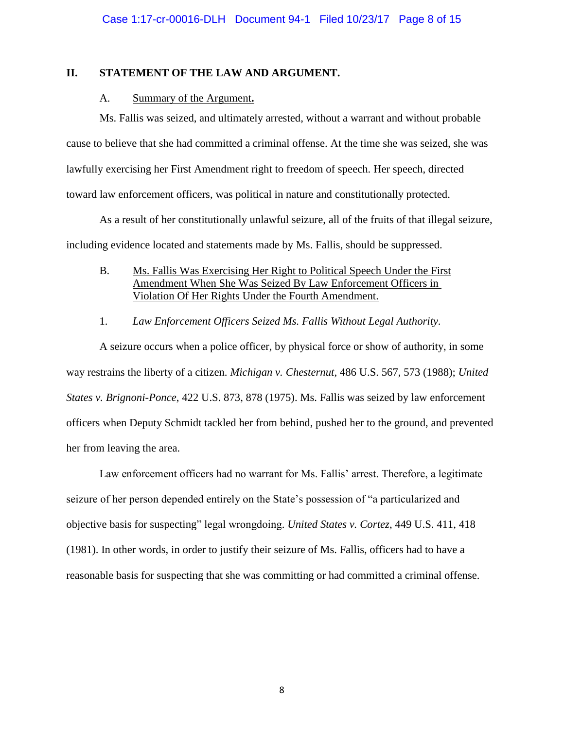## II. STATEMENT OF THE LAW AND ARGUMENT.

### A. Summary of the Argument.

Ms. Fallis was seized, and ultimately arrested, without a warrant and without probable cause to believe that she had committed a criminal offense. At the time she was seized, she was lawfully exercising her First Amendment right to freedom of speech. Her speech, directed toward law enforcement officers, was political in nature and constitutionally protected.

As a result of her constitutionally unlawful seizure, all of the fruits of that illegal seizure, including evidence located and statements made by Ms. Fallis, should be suppressed.

### B. Ms. Fallis Was Exercising Her Right to Political Speech Under the First Amendment When She Was Seized By Law Enforcement Officers in Violation Of Her Rights Under the Fourth Amendment.

#### 1. *Law Enforcement Officers Seized Ms. Fallis Without Legal Authority.*

A seizure occurs when a police officer, by physical force or show of authority, in some way restrains the liberty of a citizen. *Michigan v. Chesternut*, 486 U.S. 567, 573 (1988); *United States v. Brignoni-Ponce*, 422 U.S. 873, 878 (1975). Ms. Fallis was seized by law enforcement officers when Deputy Schmidt tackled her from behind, pushed her to the ground, and prevented her from leaving the area.

Law enforcement officers had no warrant for Ms. Fallis' arrest. Therefore, a legitimate seizure of her person depended entirely on the State's possession of "a particularized and objective basis for suspecting" legal wrongdoing. *United States v. Cortez*, 449 U.S. 411, 418 (1981). In other words, in order to justify their seizure of Ms. Fallis, officers had to have a reasonable basis for suspecting that she was committing or had committed a criminal offense.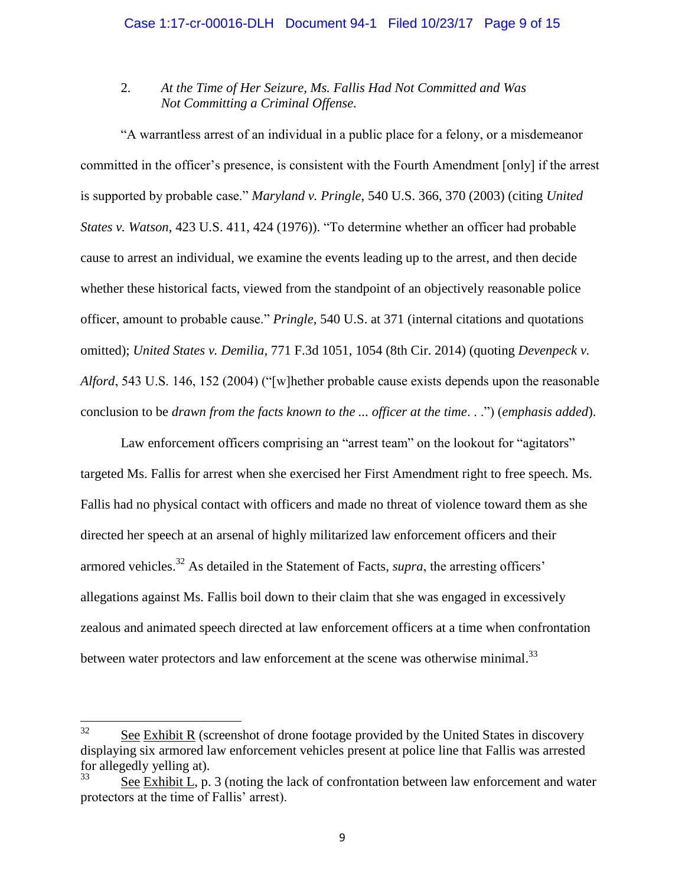2. *At the Time of Her Seizure, Ms. Fallis Had Not Committed and Was Not Committing a Criminal Offense.*

"A warrantless arrest of an individual in a public place for a felony, or a misdemeanor committed in the officer's presence, is consistent with the Fourth Amendment [only] if the arrest is supported by probable case." *Maryland v. Pringle*, 540 U.S. 366, 370 (2003) (citing *United States v. Watson*, 423 U.S. 411, 424 (1976)). "To determine whether an officer had probable cause to arrest an individual, we examine the events leading up to the arrest, and then decide whether these historical facts, viewed from the standpoint of an objectively reasonable police officer, amount to probable cause." *Pringle*, 540 U.S. at 371 (internal citations and quotations omitted); *United States v. Demilia*, 771 F.3d 1051, 1054 (8th Cir. 2014) (quoting *Devenpeck v. Alford*, 543 U.S. 146, 152 (2004) ("[w]hether probable cause exists depends upon the reasonable conclusion to be *drawn from the facts known to the ... officer at the time*. . .") (*emphasis added*).

Law enforcement officers comprising an "arrest team" on the lookout for "agitators" targeted Ms. Fallis for arrest when she exercised her First Amendment right to free speech. Ms. Fallis had no physical contact with officers and made no threat of violence toward them as she directed her speech at an arsenal of highly militarized law enforcement officers and their armored vehicles.[32] As detailed in the Statement of Facts, *supra*, the arresting officers' allegations against Ms. Fallis boil down to their claim that she was engaged in excessively zealous and animated speech directed at law enforcement officers at a time when confrontation between water protectors and law enforcement at the scene was otherwise minimal.[33]

---

[32] See Exhibit R (screenshot of drone footage provided by the United States in discovery displaying six armored law enforcement vehicles present at police line that Fallis was arrested for allegedly yelling at).

[33] See Exhibit L, p. 3 (noting the lack of confrontation between law enforcement and water protectors at the time of Fallis' arrest).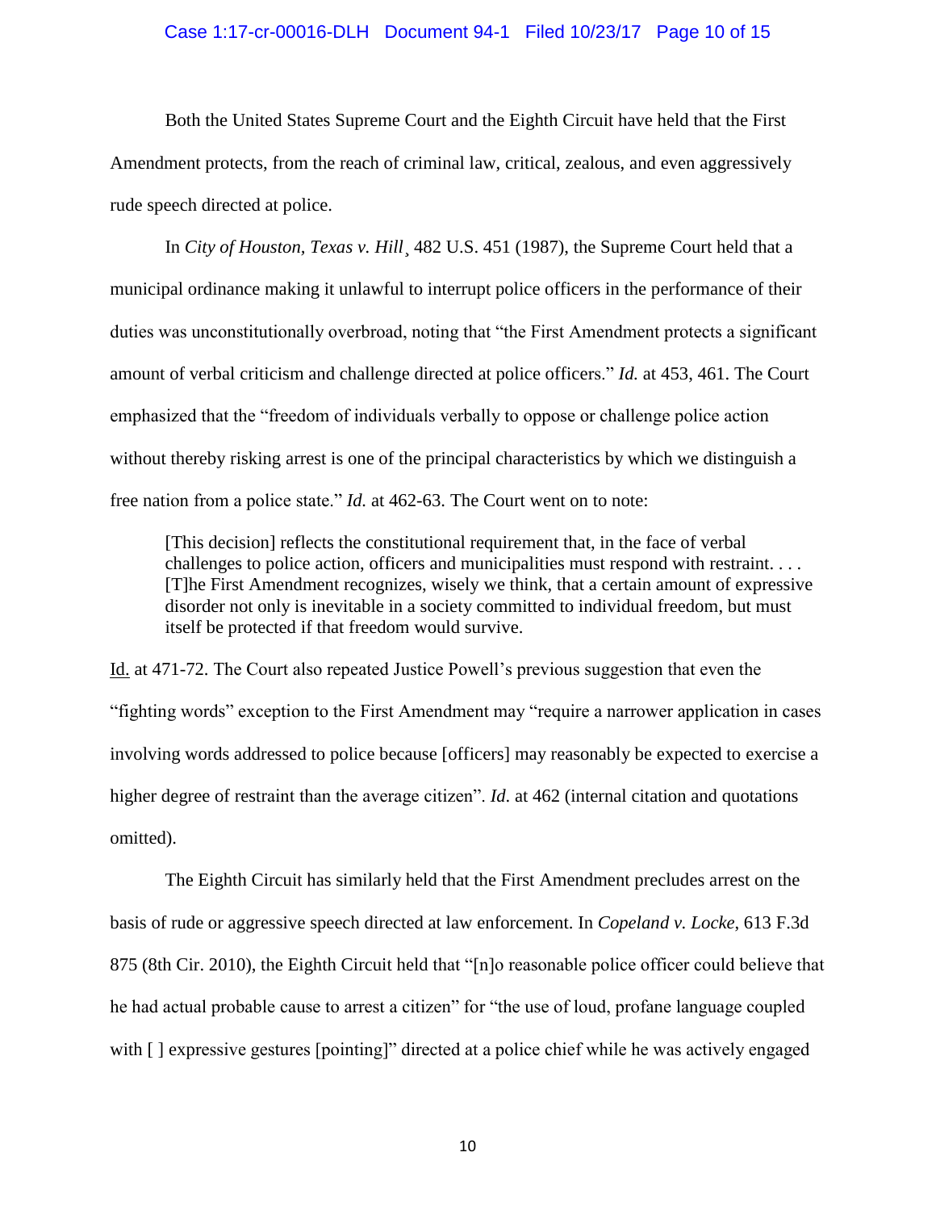Both the United States Supreme Court and the Eighth Circuit have held that the First Amendment protects, from the reach of criminal law, critical, zealous, and even aggressively rude speech directed at police.

In *City of Houston, Texas v. Hill*¸ 482 U.S. 451 (1987), the Supreme Court held that a municipal ordinance making it unlawful to interrupt police officers in the performance of their duties was unconstitutionally overbroad, noting that "the First Amendment protects a significant amount of verbal criticism and challenge directed at police officers." *Id.* at 453, 461. The Court emphasized that the "freedom of individuals verbally to oppose or challenge police action without thereby risking arrest is one of the principal characteristics by which we distinguish a free nation from a police state." *Id.* at 462-63. The Court went on to note:

> [This decision] reflects the constitutional requirement that, in the face of verbal challenges to police action, officers and municipalities must respond with restraint. . . . [T]he First Amendment recognizes, wisely we think, that a certain amount of expressive disorder not only is inevitable in a society committed to individual freedom, but must itself be protected if that freedom would survive.

Id. at 471-72. The Court also repeated Justice Powell's previous suggestion that even the "fighting words" exception to the First Amendment may "require a narrower application in cases involving words addressed to police because [officers] may reasonably be expected to exercise a higher degree of restraint than the average citizen". *Id*. at 462 (internal citation and quotations omitted).

The Eighth Circuit has similarly held that the First Amendment precludes arrest on the basis of rude or aggressive speech directed at law enforcement. In *Copeland v. Locke*, 613 F.3d 875 (8th Cir. 2010), the Eighth Circuit held that "[n]o reasonable police officer could believe that he had actual probable cause to arrest a citizen" for "the use of loud, profane language coupled with [ ] expressive gestures [pointing]" directed at a police chief while he was actively engaged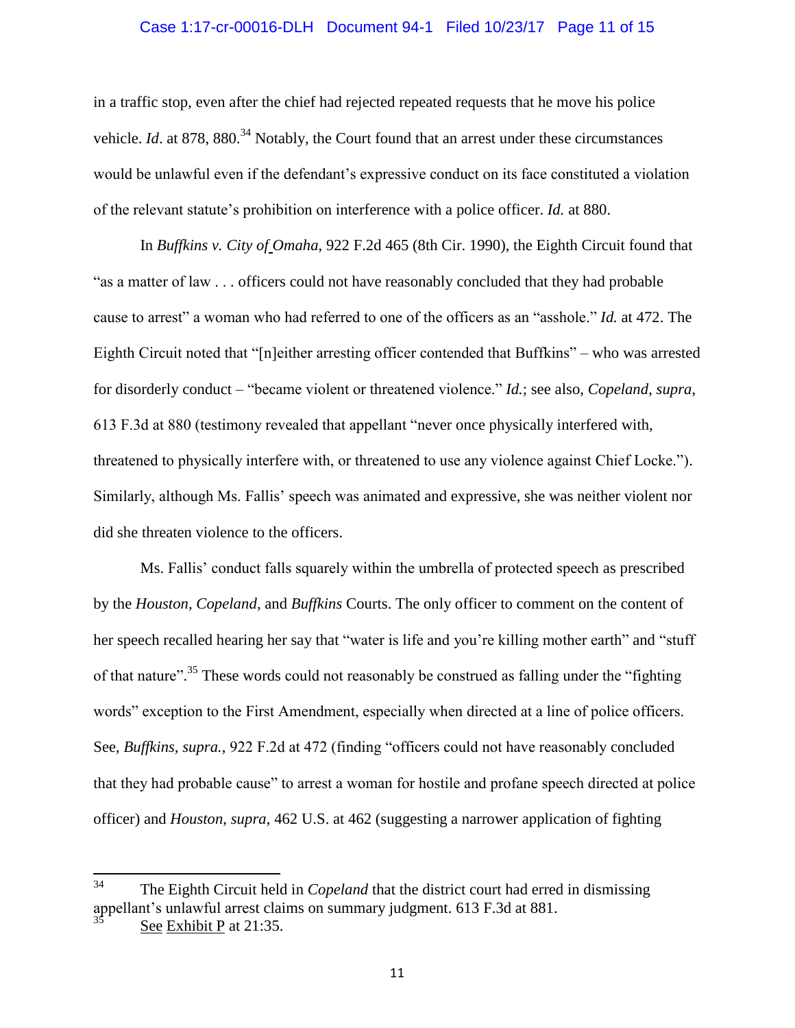in a traffic stop, even after the chief had rejected repeated requests that he move his police vehicle. *Id*. at 878, 880.[34] Notably, the Court found that an arrest under these circumstances would be unlawful even if the defendant's expressive conduct on its face constituted a violation of the relevant statute's prohibition on interference with a police officer. *Id.* at 880.

In *Buffkins v. City of Omaha*, 922 F.2d 465 (8th Cir. 1990), the Eighth Circuit found that "as a matter of law . . . officers could not have reasonably concluded that they had probable cause to arrest" a woman who had referred to one of the officers as an "asshole." *Id.* at 472. The Eighth Circuit noted that "[n]either arresting officer contended that Buffkins" – who was arrested for disorderly conduct – "became violent or threatened violence." *Id.*; see also, *Copeland*, *supra*, 613 F.3d at 880 (testimony revealed that appellant "never once physically interfered with, threatened to physically interfere with, or threatened to use any violence against Chief Locke."). Similarly, although Ms. Fallis' speech was animated and expressive, she was neither violent nor did she threaten violence to the officers.

Ms. Fallis' conduct falls squarely within the umbrella of protected speech as prescribed by the *Houston, Copeland,* and *Buffkins* Courts. The only officer to comment on the content of her speech recalled hearing her say that "water is life and you're killing mother earth" and "stuff of that nature".[35] These words could not reasonably be construed as falling under the "fighting words" exception to the First Amendment, especially when directed at a line of police officers. See, *Buffkins, supra.*, 922 F.2d at 472 (finding "officers could not have reasonably concluded that they had probable cause" to arrest a woman for hostile and profane speech directed at police officer) and *Houston*, *supra*, 462 U.S. at 462 (suggesting a narrower application of fighting

---

[34] The Eighth Circuit held in *Copeland* that the district court had erred in dismissing appellant's unlawful arrest claims on summary judgment. 613 F.3d at 881.

[35] See Exhibit P at 21:35.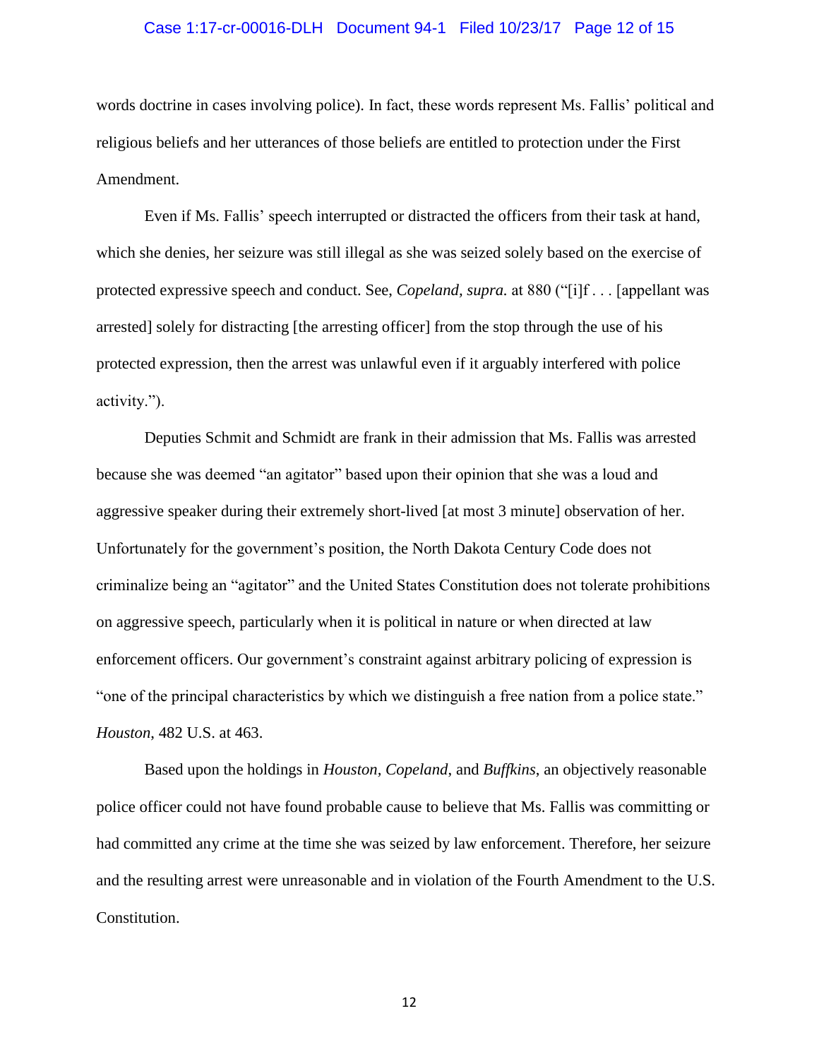words doctrine in cases involving police). In fact, these words represent Ms. Fallis' political and religious beliefs and her utterances of those beliefs are entitled to protection under the First Amendment.

Even if Ms. Fallis' speech interrupted or distracted the officers from their task at hand, which she denies, her seizure was still illegal as she was seized solely based on the exercise of protected expressive speech and conduct. See, *Copeland, supra.* at 880 ("[i]f . . . [appellant was arrested] solely for distracting [the arresting officer] from the stop through the use of his protected expression, then the arrest was unlawful even if it arguably interfered with police activity.").

Deputies Schmit and Schmidt are frank in their admission that Ms. Fallis was arrested because she was deemed "an agitator" based upon their opinion that she was a loud and aggressive speaker during their extremely short-lived [at most 3 minute] observation of her. Unfortunately for the government's position, the North Dakota Century Code does not criminalize being an "agitator" and the United States Constitution does not tolerate prohibitions on aggressive speech, particularly when it is political in nature or when directed at law enforcement officers. Our government's constraint against arbitrary policing of expression is "one of the principal characteristics by which we distinguish a free nation from a police state." *Houston*, 482 U.S. at 463.

Based upon the holdings in *Houston*, *Copeland*, and *Buffkins*, an objectively reasonable police officer could not have found probable cause to believe that Ms. Fallis was committing or had committed any crime at the time she was seized by law enforcement. Therefore, her seizure and the resulting arrest were unreasonable and in violation of the Fourth Amendment to the U.S. Constitution.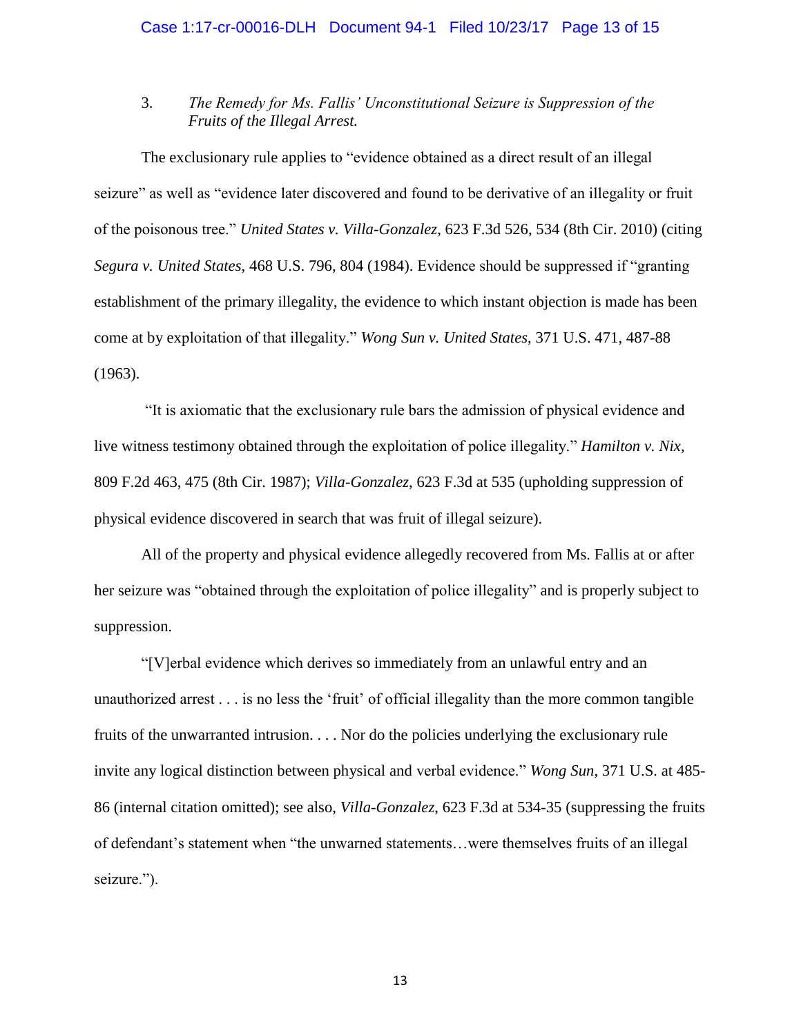3. *The Remedy for Ms. Fallis' Unconstitutional Seizure is Suppression of the Fruits of the Illegal Arrest.*

The exclusionary rule applies to "evidence obtained as a direct result of an illegal seizure" as well as "evidence later discovered and found to be derivative of an illegality or fruit of the poisonous tree." *United States v. Villa-Gonzalez*, 623 F.3d 526, 534 (8th Cir. 2010) (citing *Segura v. United States*, 468 U.S. 796, 804 (1984). Evidence should be suppressed if "granting establishment of the primary illegality, the evidence to which instant objection is made has been come at by exploitation of that illegality." *Wong Sun v. United States*, 371 U.S. 471, 487-88 (1963).

"It is axiomatic that the exclusionary rule bars the admission of physical evidence and live witness testimony obtained through the exploitation of police illegality." *Hamilton v. Nix*, 809 F.2d 463, 475 (8th Cir. 1987); *Villa-Gonzalez*, 623 F.3d at 535 (upholding suppression of physical evidence discovered in search that was fruit of illegal seizure).

All of the property and physical evidence allegedly recovered from Ms. Fallis at or after her seizure was "obtained through the exploitation of police illegality" and is properly subject to suppression.

"[V]erbal evidence which derives so immediately from an unlawful entry and an unauthorized arrest . . . is no less the 'fruit' of official illegality than the more common tangible fruits of the unwarranted intrusion. . . . Nor do the policies underlying the exclusionary rule invite any logical distinction between physical and verbal evidence." *Wong Sun*, 371 U.S. at 485-86 (internal citation omitted); see also, *Villa-Gonzalez*, 623 F.3d at 534-35 (suppressing the fruits of defendant's statement when "the unwarned statements…were themselves fruits of an illegal seizure.").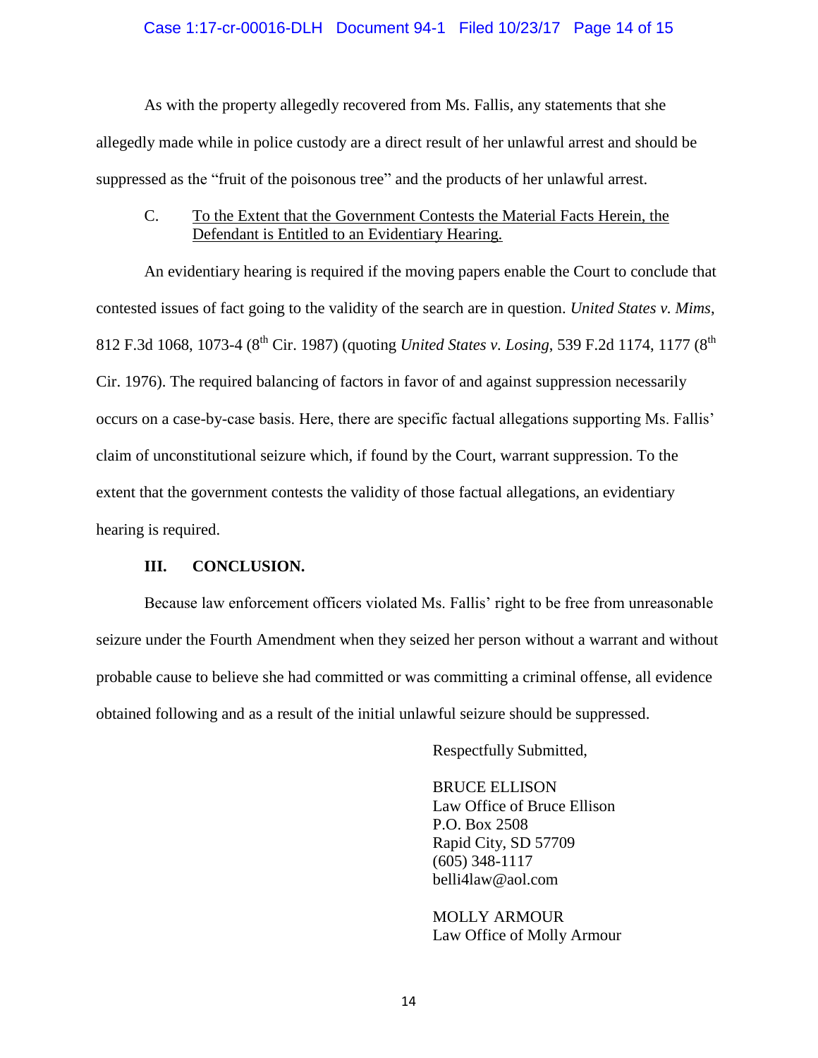As with the property allegedly recovered from Ms. Fallis, any statements that she allegedly made while in police custody are a direct result of her unlawful arrest and should be suppressed as the "fruit of the poisonous tree" and the products of her unlawful arrest.

C. <u>To the Extent that the Government Contests the Material Facts Herein, the Defendant is Entitled to an Evidentiary Hearing.</u>

An evidentiary hearing is required if the moving papers enable the Court to conclude that contested issues of fact going to the validity of the search are in question. *United States v. Mims*, 812 F.3d 1068, 1073-4 (8th Cir. 1987) (quoting *United States v. Losing*, 539 F.2d 1174, 1177 (8th Cir. 1976). The required balancing of factors in favor of and against suppression necessarily occurs on a case-by-case basis. Here, there are specific factual allegations supporting Ms. Fallis' claim of unconstitutional seizure which, if found by the Court, warrant suppression. To the extent that the government contests the validity of those factual allegations, an evidentiary hearing is required.

## III. CONCLUSION.

Because law enforcement officers violated Ms. Fallis' right to be free from unreasonable seizure under the Fourth Amendment when they seized her person without a warrant and without probable cause to believe she had committed or was committing a criminal offense, all evidence obtained following and as a result of the initial unlawful seizure should be suppressed.

Respectfully Submitted,

BRUCE ELLISON
Law Office of Bruce Ellison
P.O. Box 2508
Rapid City, SD 57709
(605) 348-1117
belli4law@aol.com

MOLLY ARMOUR
Law Office of Molly Armour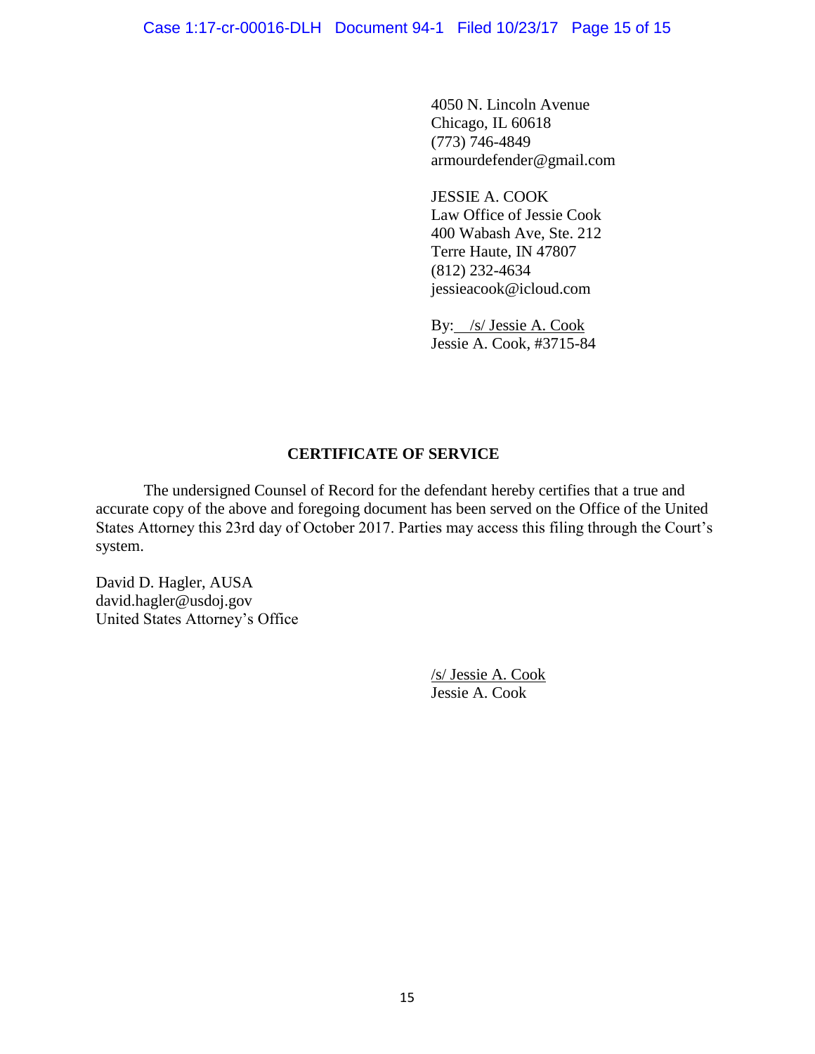4050 N. Lincoln Avenue
Chicago, IL 60618
(773) 746-4849
armourdefender@gmail.com

JESSIE A. COOK
Law Office of Jessie Cook
400 Wabash Ave, Ste. 212
Terre Haute, IN 47807
(812) 232-4634
jessieacook@icloud.com

By: /s/ Jessie A. Cook
Jessie A. Cook, #3715-84

**CERTIFICATE OF SERVICE**

The undersigned Counsel of Record for the defendant hereby certifies that a true and accurate copy of the above and foregoing document has been served on the Office of the United States Attorney this 23rd day of October 2017. Parties may access this filing through the Court's system.

David D. Hagler, AUSA
david.hagler@usdoj.gov
United States Attorney's Office

/s/ Jessie A. Cook
Jessie A. Cook